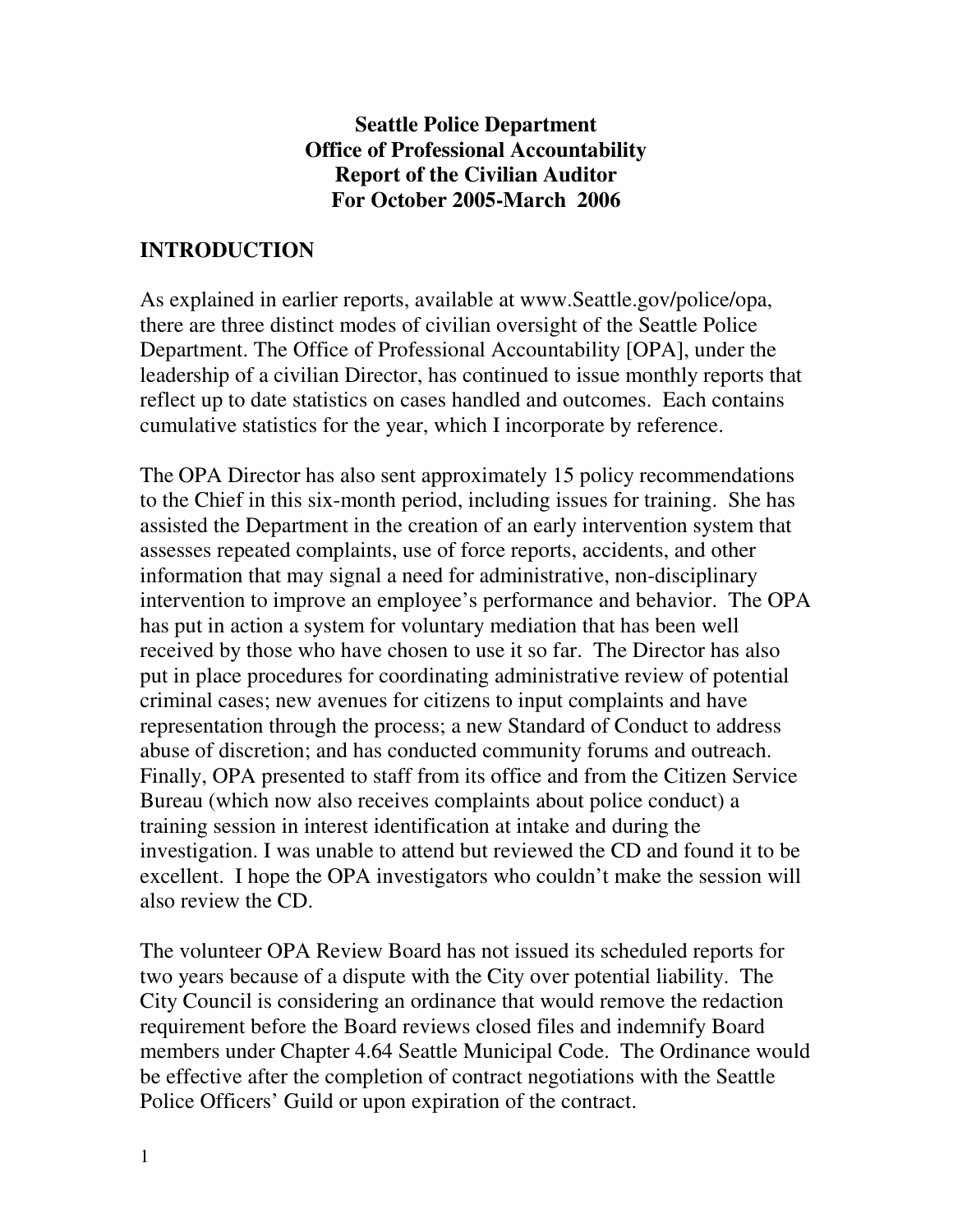**Seattle Police Department**
**Office of Professional Accountability**
**Report of the Civilian Auditor**
**For October 2005-March 2006**

## INTRODUCTION

As explained in earlier reports, available at www.Seattle.gov/police/opa, there are three distinct modes of civilian oversight of the Seattle Police Department. The Office of Professional Accountability [OPA], under the leadership of a civilian Director, has continued to issue monthly reports that reflect up to date statistics on cases handled and outcomes. Each contains cumulative statistics for the year, which I incorporate by reference.

The OPA Director has also sent approximately 15 policy recommendations to the Chief in this six-month period, including issues for training. She has assisted the Department in the creation of an early intervention system that assesses repeated complaints, use of force reports, accidents, and other information that may signal a need for administrative, non-disciplinary intervention to improve an employee's performance and behavior. The OPA has put in action a system for voluntary mediation that has been well received by those who have chosen to use it so far. The Director has also put in place procedures for coordinating administrative review of potential criminal cases; new avenues for citizens to input complaints and have representation through the process; a new Standard of Conduct to address abuse of discretion; and has conducted community forums and outreach. Finally, OPA presented to staff from its office and from the Citizen Service Bureau (which now also receives complaints about police conduct) a training session in interest identification at intake and during the investigation. I was unable to attend but reviewed the CD and found it to be excellent. I hope the OPA investigators who couldn't make the session will also review the CD.

The volunteer OPA Review Board has not issued its scheduled reports for two years because of a dispute with the City over potential liability. The City Council is considering an ordinance that would remove the redaction requirement before the Board reviews closed files and indemnify Board members under Chapter 4.64 Seattle Municipal Code. The Ordinance would be effective after the completion of contract negotiations with the Seattle Police Officers' Guild or upon expiration of the contract.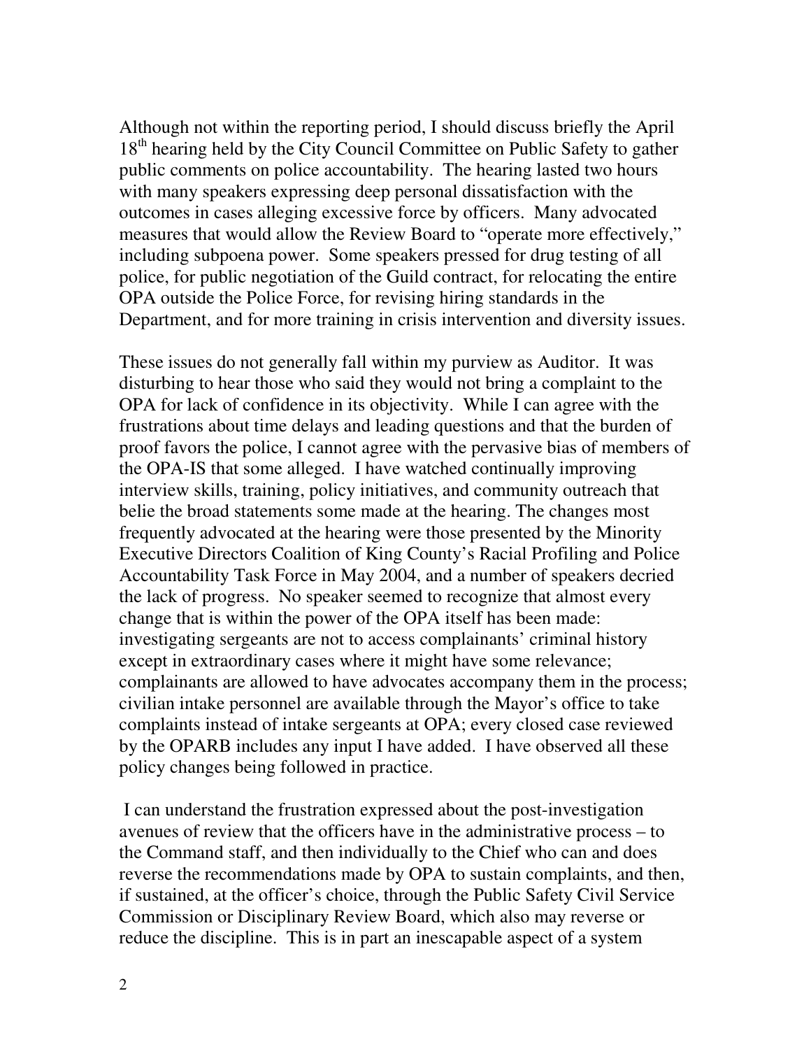Although not within the reporting period, I should discuss briefly the April 18th hearing held by the City Council Committee on Public Safety to gather public comments on police accountability. The hearing lasted two hours with many speakers expressing deep personal dissatisfaction with the outcomes in cases alleging excessive force by officers. Many advocated measures that would allow the Review Board to "operate more effectively," including subpoena power. Some speakers pressed for drug testing of all police, for public negotiation of the Guild contract, for relocating the entire OPA outside the Police Force, for revising hiring standards in the Department, and for more training in crisis intervention and diversity issues.

These issues do not generally fall within my purview as Auditor. It was disturbing to hear those who said they would not bring a complaint to the OPA for lack of confidence in its objectivity. While I can agree with the frustrations about time delays and leading questions and that the burden of proof favors the police, I cannot agree with the pervasive bias of members of the OPA-IS that some alleged. I have watched continually improving interview skills, training, policy initiatives, and community outreach that belie the broad statements some made at the hearing. The changes most frequently advocated at the hearing were those presented by the Minority Executive Directors Coalition of King County's Racial Profiling and Police Accountability Task Force in May 2004, and a number of speakers decried the lack of progress. No speaker seemed to recognize that almost every change that is within the power of the OPA itself has been made: investigating sergeants are not to access complainants' criminal history except in extraordinary cases where it might have some relevance; complainants are allowed to have advocates accompany them in the process; civilian intake personnel are available through the Mayor's office to take complaints instead of intake sergeants at OPA; every closed case reviewed by the OPARB includes any input I have added. I have observed all these policy changes being followed in practice.

I can understand the frustration expressed about the post-investigation avenues of review that the officers have in the administrative process – to the Command staff, and then individually to the Chief who can and does reverse the recommendations made by OPA to sustain complaints, and then, if sustained, at the officer's choice, through the Public Safety Civil Service Commission or Disciplinary Review Board, which also may reverse or reduce the discipline. This is in part an inescapable aspect of a system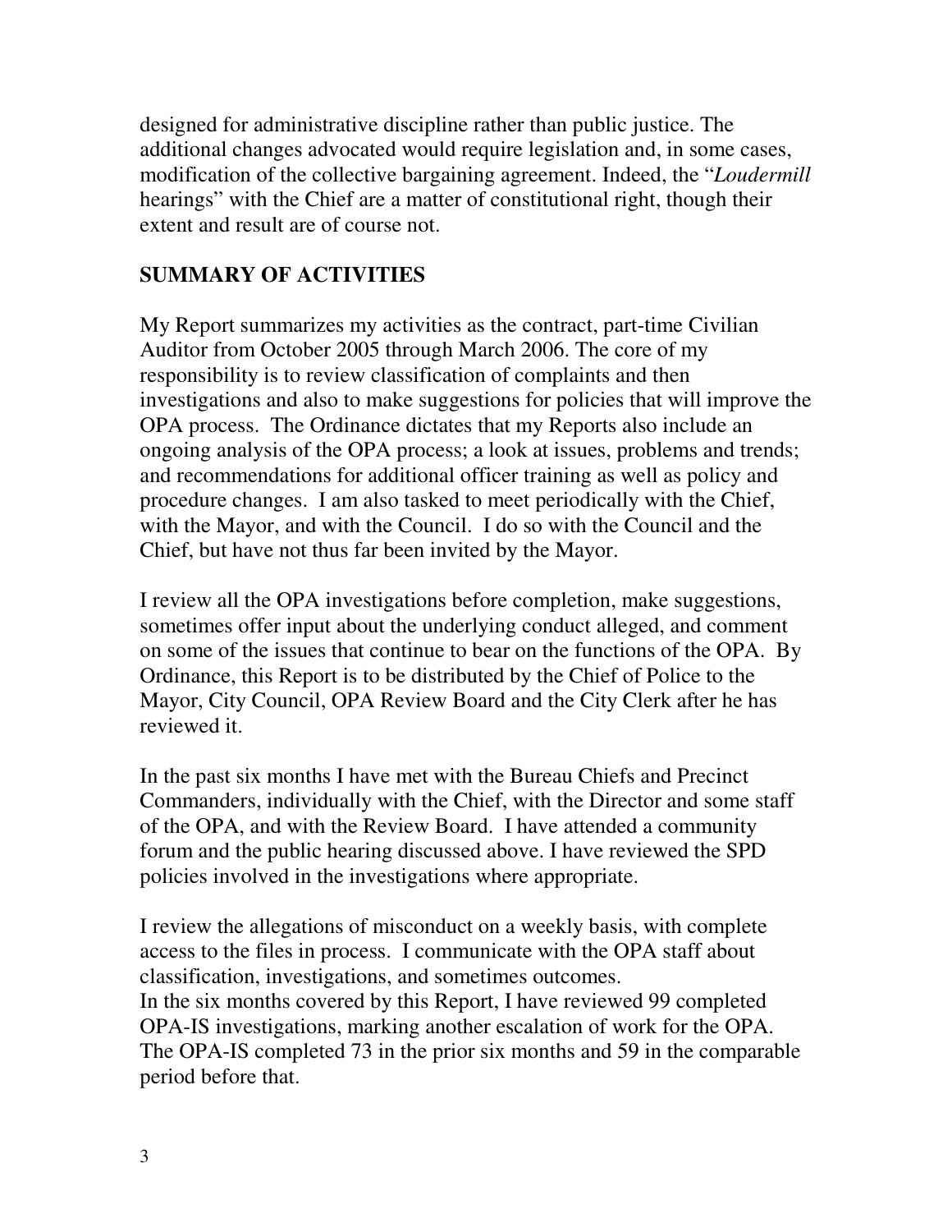designed for administrative discipline rather than public justice. The additional changes advocated would require legislation and, in some cases, modification of the collective bargaining agreement. Indeed, the "*Loudermill* hearings" with the Chief are a matter of constitutional right, though their extent and result are of course not.

## SUMMARY OF ACTIVITIES

My Report summarizes my activities as the contract, part-time Civilian Auditor from October 2005 through March 2006. The core of my responsibility is to review classification of complaints and then investigations and also to make suggestions for policies that will improve the OPA process. The Ordinance dictates that my Reports also include an ongoing analysis of the OPA process; a look at issues, problems and trends; and recommendations for additional officer training as well as policy and procedure changes. I am also tasked to meet periodically with the Chief, with the Mayor, and with the Council. I do so with the Council and the Chief, but have not thus far been invited by the Mayor.

I review all the OPA investigations before completion, make suggestions, sometimes offer input about the underlying conduct alleged, and comment on some of the issues that continue to bear on the functions of the OPA. By Ordinance, this Report is to be distributed by the Chief of Police to the Mayor, City Council, OPA Review Board and the City Clerk after he has reviewed it.

In the past six months I have met with the Bureau Chiefs and Precinct Commanders, individually with the Chief, with the Director and some staff of the OPA, and with the Review Board. I have attended a community forum and the public hearing discussed above. I have reviewed the SPD policies involved in the investigations where appropriate.

I review the allegations of misconduct on a weekly basis, with complete access to the files in process. I communicate with the OPA staff about classification, investigations, and sometimes outcomes.
In the six months covered by this Report, I have reviewed 99 completed OPA-IS investigations, marking another escalation of work for the OPA. The OPA-IS completed 73 in the prior six months and 59 in the comparable period before that.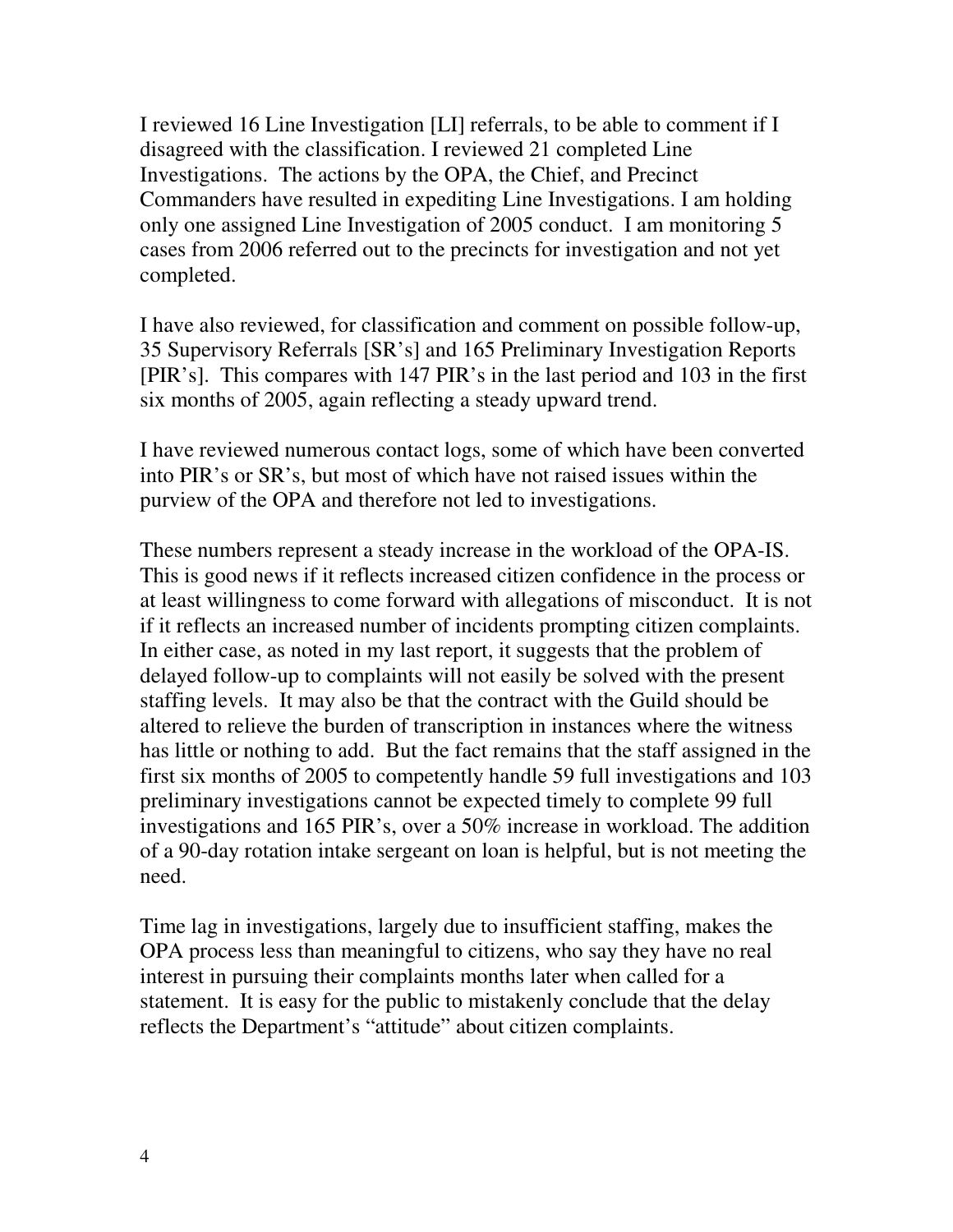I reviewed 16 Line Investigation [LI] referrals, to be able to comment if I disagreed with the classification. I reviewed 21 completed Line Investigations. The actions by the OPA, the Chief, and Precinct Commanders have resulted in expediting Line Investigations. I am holding only one assigned Line Investigation of 2005 conduct. I am monitoring 5 cases from 2006 referred out to the precincts for investigation and not yet completed.

I have also reviewed, for classification and comment on possible follow-up, 35 Supervisory Referrals [SR's] and 165 Preliminary Investigation Reports [PIR's]. This compares with 147 PIR's in the last period and 103 in the first six months of 2005, again reflecting a steady upward trend.

I have reviewed numerous contact logs, some of which have been converted into PIR's or SR's, but most of which have not raised issues within the purview of the OPA and therefore not led to investigations.

These numbers represent a steady increase in the workload of the OPA-IS. This is good news if it reflects increased citizen confidence in the process or at least willingness to come forward with allegations of misconduct. It is not if it reflects an increased number of incidents prompting citizen complaints. In either case, as noted in my last report, it suggests that the problem of delayed follow-up to complaints will not easily be solved with the present staffing levels. It may also be that the contract with the Guild should be altered to relieve the burden of transcription in instances where the witness has little or nothing to add. But the fact remains that the staff assigned in the first six months of 2005 to competently handle 59 full investigations and 103 preliminary investigations cannot be expected timely to complete 99 full investigations and 165 PIR's, over a 50% increase in workload. The addition of a 90-day rotation intake sergeant on loan is helpful, but is not meeting the need.

Time lag in investigations, largely due to insufficient staffing, makes the OPA process less than meaningful to citizens, who say they have no real interest in pursuing their complaints months later when called for a statement. It is easy for the public to mistakenly conclude that the delay reflects the Department's "attitude" about citizen complaints.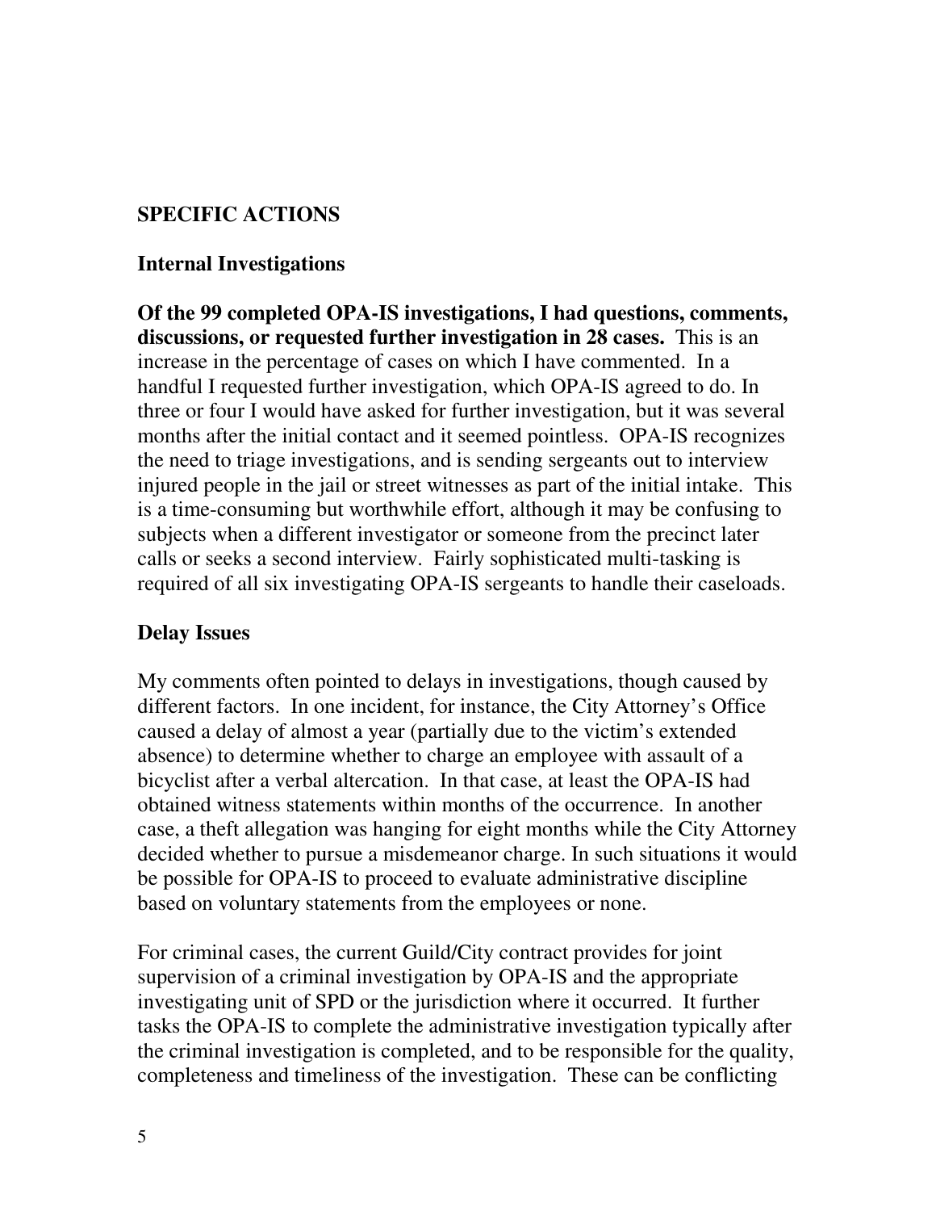## SPECIFIC ACTIONS

### Internal Investigations

**Of the 99 completed OPA-IS investigations, I had questions, comments, discussions, or requested further investigation in 28 cases.** This is an increase in the percentage of cases on which I have commented. In a handful I requested further investigation, which OPA-IS agreed to do. In three or four I would have asked for further investigation, but it was several months after the initial contact and it seemed pointless. OPA-IS recognizes the need to triage investigations, and is sending sergeants out to interview injured people in the jail or street witnesses as part of the initial intake. This is a time-consuming but worthwhile effort, although it may be confusing to subjects when a different investigator or someone from the precinct later calls or seeks a second interview. Fairly sophisticated multi-tasking is required of all six investigating OPA-IS sergeants to handle their caseloads.

### Delay Issues

My comments often pointed to delays in investigations, though caused by different factors. In one incident, for instance, the City Attorney's Office caused a delay of almost a year (partially due to the victim's extended absence) to determine whether to charge an employee with assault of a bicyclist after a verbal altercation. In that case, at least the OPA-IS had obtained witness statements within months of the occurrence. In another case, a theft allegation was hanging for eight months while the City Attorney decided whether to pursue a misdemeanor charge. In such situations it would be possible for OPA-IS to proceed to evaluate administrative discipline based on voluntary statements from the employees or none.

For criminal cases, the current Guild/City contract provides for joint supervision of a criminal investigation by OPA-IS and the appropriate investigating unit of SPD or the jurisdiction where it occurred. It further tasks the OPA-IS to complete the administrative investigation typically after the criminal investigation is completed, and to be responsible for the quality, completeness and timeliness of the investigation. These can be conflicting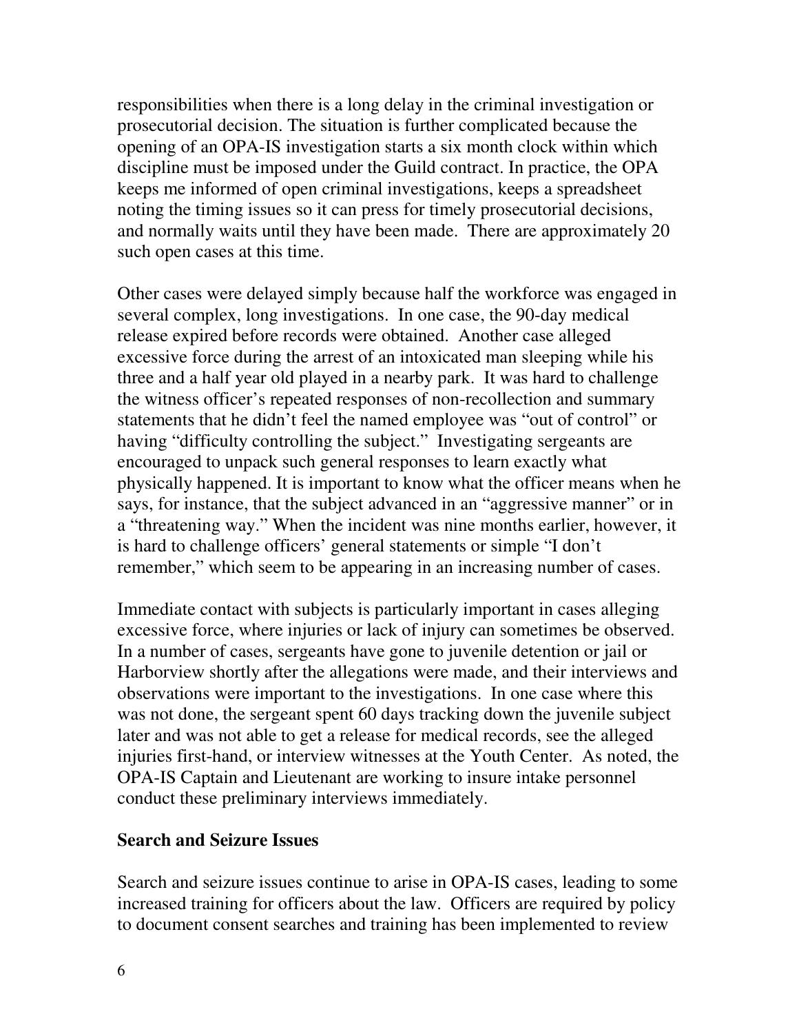responsibilities when there is a long delay in the criminal investigation or prosecutorial decision. The situation is further complicated because the opening of an OPA-IS investigation starts a six month clock within which discipline must be imposed under the Guild contract. In practice, the OPA keeps me informed of open criminal investigations, keeps a spreadsheet noting the timing issues so it can press for timely prosecutorial decisions, and normally waits until they have been made. There are approximately 20 such open cases at this time.

Other cases were delayed simply because half the workforce was engaged in several complex, long investigations. In one case, the 90-day medical release expired before records were obtained. Another case alleged excessive force during the arrest of an intoxicated man sleeping while his three and a half year old played in a nearby park. It was hard to challenge the witness officer's repeated responses of non-recollection and summary statements that he didn't feel the named employee was "out of control" or having "difficulty controlling the subject." Investigating sergeants are encouraged to unpack such general responses to learn exactly what physically happened. It is important to know what the officer means when he says, for instance, that the subject advanced in an "aggressive manner" or in a "threatening way." When the incident was nine months earlier, however, it is hard to challenge officers' general statements or simple "I don't remember," which seem to be appearing in an increasing number of cases.

Immediate contact with subjects is particularly important in cases alleging excessive force, where injuries or lack of injury can sometimes be observed. In a number of cases, sergeants have gone to juvenile detention or jail or Harborview shortly after the allegations were made, and their interviews and observations were important to the investigations. In one case where this was not done, the sergeant spent 60 days tracking down the juvenile subject later and was not able to get a release for medical records, see the alleged injuries first-hand, or interview witnesses at the Youth Center. As noted, the OPA-IS Captain and Lieutenant are working to insure intake personnel conduct these preliminary interviews immediately.

## Search and Seizure Issues

Search and seizure issues continue to arise in OPA-IS cases, leading to some increased training for officers about the law. Officers are required by policy to document consent searches and training has been implemented to review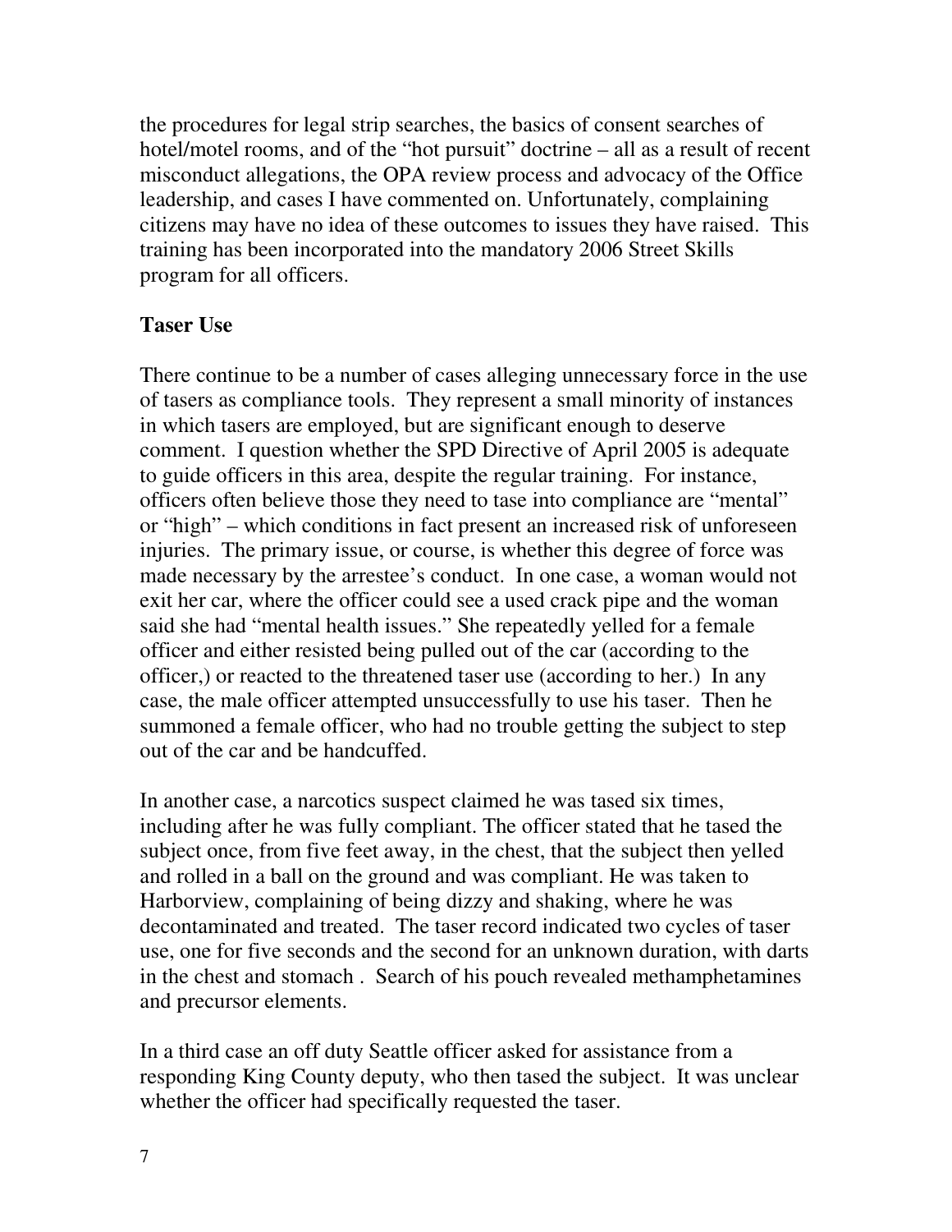the procedures for legal strip searches, the basics of consent searches of hotel/motel rooms, and of the "hot pursuit" doctrine – all as a result of recent misconduct allegations, the OPA review process and advocacy of the Office leadership, and cases I have commented on. Unfortunately, complaining citizens may have no idea of these outcomes to issues they have raised. This training has been incorporated into the mandatory 2006 Street Skills program for all officers.

**Taser Use**

There continue to be a number of cases alleging unnecessary force in the use of tasers as compliance tools. They represent a small minority of instances in which tasers are employed, but are significant enough to deserve comment. I question whether the SPD Directive of April 2005 is adequate to guide officers in this area, despite the regular training. For instance, officers often believe those they need to tase into compliance are "mental" or "high" – which conditions in fact present an increased risk of unforeseen injuries. The primary issue, or course, is whether this degree of force was made necessary by the arrestee's conduct. In one case, a woman would not exit her car, where the officer could see a used crack pipe and the woman said she had "mental health issues." She repeatedly yelled for a female officer and either resisted being pulled out of the car (according to the officer,) or reacted to the threatened taser use (according to her.) In any case, the male officer attempted unsuccessfully to use his taser. Then he summoned a female officer, who had no trouble getting the subject to step out of the car and be handcuffed.

In another case, a narcotics suspect claimed he was tased six times, including after he was fully compliant. The officer stated that he tased the subject once, from five feet away, in the chest, that the subject then yelled and rolled in a ball on the ground and was compliant. He was taken to Harborview, complaining of being dizzy and shaking, where he was decontaminated and treated. The taser record indicated two cycles of taser use, one for five seconds and the second for an unknown duration, with darts in the chest and stomach . Search of his pouch revealed methamphetamines and precursor elements.

In a third case an off duty Seattle officer asked for assistance from a responding King County deputy, who then tased the subject. It was unclear whether the officer had specifically requested the taser.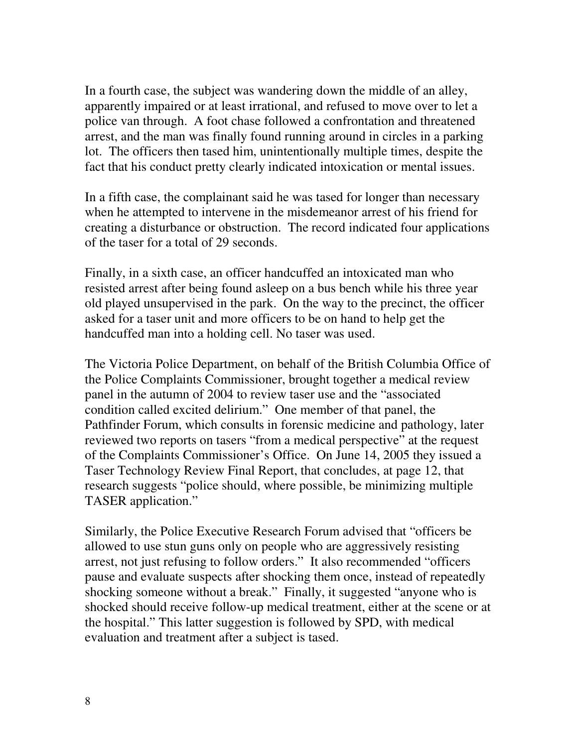In a fourth case, the subject was wandering down the middle of an alley, apparently impaired or at least irrational, and refused to move over to let a police van through. A foot chase followed a confrontation and threatened arrest, and the man was finally found running around in circles in a parking lot. The officers then tased him, unintentionally multiple times, despite the fact that his conduct pretty clearly indicated intoxication or mental issues.

In a fifth case, the complainant said he was tased for longer than necessary when he attempted to intervene in the misdemeanor arrest of his friend for creating a disturbance or obstruction. The record indicated four applications of the taser for a total of 29 seconds.

Finally, in a sixth case, an officer handcuffed an intoxicated man who resisted arrest after being found asleep on a bus bench while his three year old played unsupervised in the park. On the way to the precinct, the officer asked for a taser unit and more officers to be on hand to help get the handcuffed man into a holding cell. No taser was used.

The Victoria Police Department, on behalf of the British Columbia Office of the Police Complaints Commissioner, brought together a medical review panel in the autumn of 2004 to review taser use and the "associated condition called excited delirium." One member of that panel, the Pathfinder Forum, which consults in forensic medicine and pathology, later reviewed two reports on tasers "from a medical perspective" at the request of the Complaints Commissioner's Office. On June 14, 2005 they issued a Taser Technology Review Final Report, that concludes, at page 12, that research suggests "police should, where possible, be minimizing multiple TASER application."

Similarly, the Police Executive Research Forum advised that "officers be allowed to use stun guns only on people who are aggressively resisting arrest, not just refusing to follow orders." It also recommended "officers pause and evaluate suspects after shocking them once, instead of repeatedly shocking someone without a break." Finally, it suggested "anyone who is shocked should receive follow-up medical treatment, either at the scene or at the hospital." This latter suggestion is followed by SPD, with medical evaluation and treatment after a subject is tased.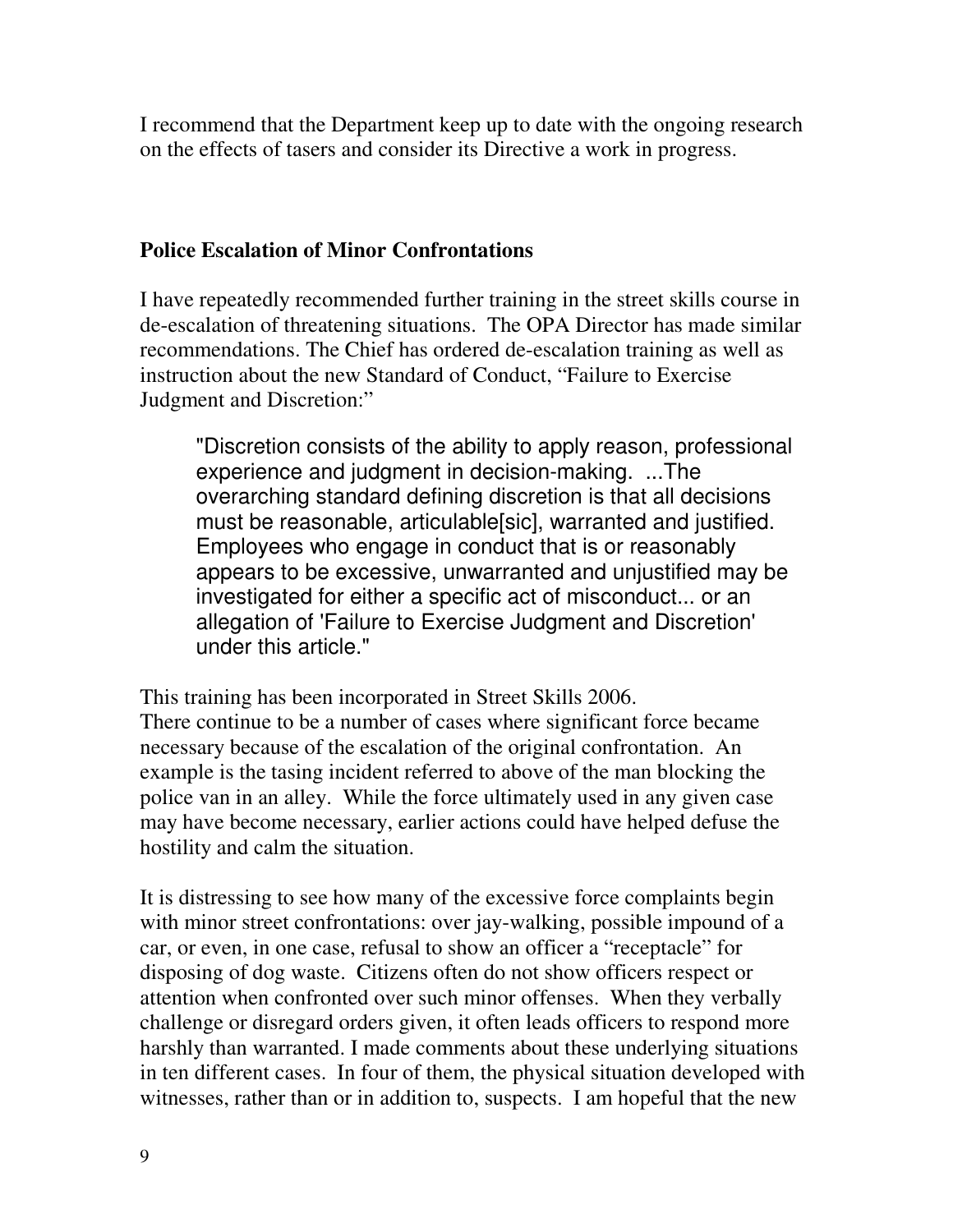I recommend that the Department keep up to date with the ongoing research on the effects of tasers and consider its Directive a work in progress.

## Police Escalation of Minor Confrontations

I have repeatedly recommended further training in the street skills course in de-escalation of threatening situations. The OPA Director has made similar recommendations. The Chief has ordered de-escalation training as well as instruction about the new Standard of Conduct, "Failure to Exercise Judgment and Discretion:"

> "Discretion consists of the ability to apply reason, professional experience and judgment in decision-making. ...The overarching standard defining discretion is that all decisions must be reasonable, articulable[sic], warranted and justified. Employees who engage in conduct that is or reasonably appears to be excessive, unwarranted and unjustified may be investigated for either a specific act of misconduct... or an allegation of 'Failure to Exercise Judgment and Discretion' under this article."

This training has been incorporated in Street Skills 2006.
There continue to be a number of cases where significant force became necessary because of the escalation of the original confrontation. An example is the tasing incident referred to above of the man blocking the police van in an alley. While the force ultimately used in any given case may have become necessary, earlier actions could have helped defuse the hostility and calm the situation.

It is distressing to see how many of the excessive force complaints begin with minor street confrontations: over jay-walking, possible impound of a car, or even, in one case, refusal to show an officer a "receptacle" for disposing of dog waste. Citizens often do not show officers respect or attention when confronted over such minor offenses. When they verbally challenge or disregard orders given, it often leads officers to respond more harshly than warranted. I made comments about these underlying situations in ten different cases. In four of them, the physical situation developed with witnesses, rather than or in addition to, suspects. I am hopeful that the new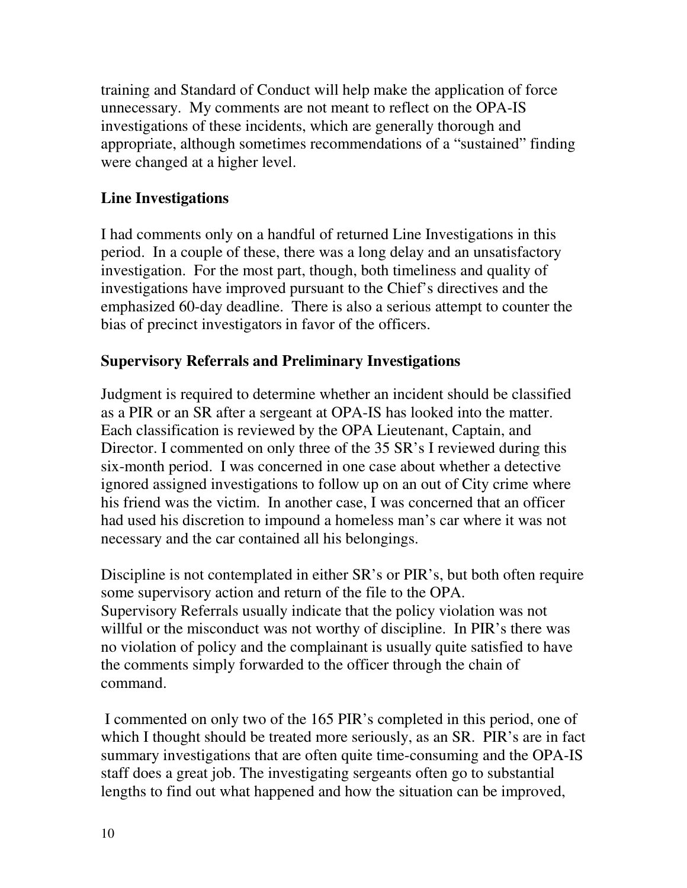training and Standard of Conduct will help make the application of force unnecessary. My comments are not meant to reflect on the OPA-IS investigations of these incidents, which are generally thorough and appropriate, although sometimes recommendations of a "sustained" finding were changed at a higher level.

## Line Investigations

I had comments only on a handful of returned Line Investigations in this period. In a couple of these, there was a long delay and an unsatisfactory investigation. For the most part, though, both timeliness and quality of investigations have improved pursuant to the Chief's directives and the emphasized 60-day deadline. There is also a serious attempt to counter the bias of precinct investigators in favor of the officers.

## Supervisory Referrals and Preliminary Investigations

Judgment is required to determine whether an incident should be classified as a PIR or an SR after a sergeant at OPA-IS has looked into the matter. Each classification is reviewed by the OPA Lieutenant, Captain, and Director. I commented on only three of the 35 SR's I reviewed during this six-month period. I was concerned in one case about whether a detective ignored assigned investigations to follow up on an out of City crime where his friend was the victim. In another case, I was concerned that an officer had used his discretion to impound a homeless man's car where it was not necessary and the car contained all his belongings.

Discipline is not contemplated in either SR's or PIR's, but both often require some supervisory action and return of the file to the OPA. Supervisory Referrals usually indicate that the policy violation was not willful or the misconduct was not worthy of discipline. In PIR's there was no violation of policy and the complainant is usually quite satisfied to have the comments simply forwarded to the officer through the chain of command.

I commented on only two of the 165 PIR's completed in this period, one of which I thought should be treated more seriously, as an SR. PIR's are in fact summary investigations that are often quite time-consuming and the OPA-IS staff does a great job. The investigating sergeants often go to substantial lengths to find out what happened and how the situation can be improved,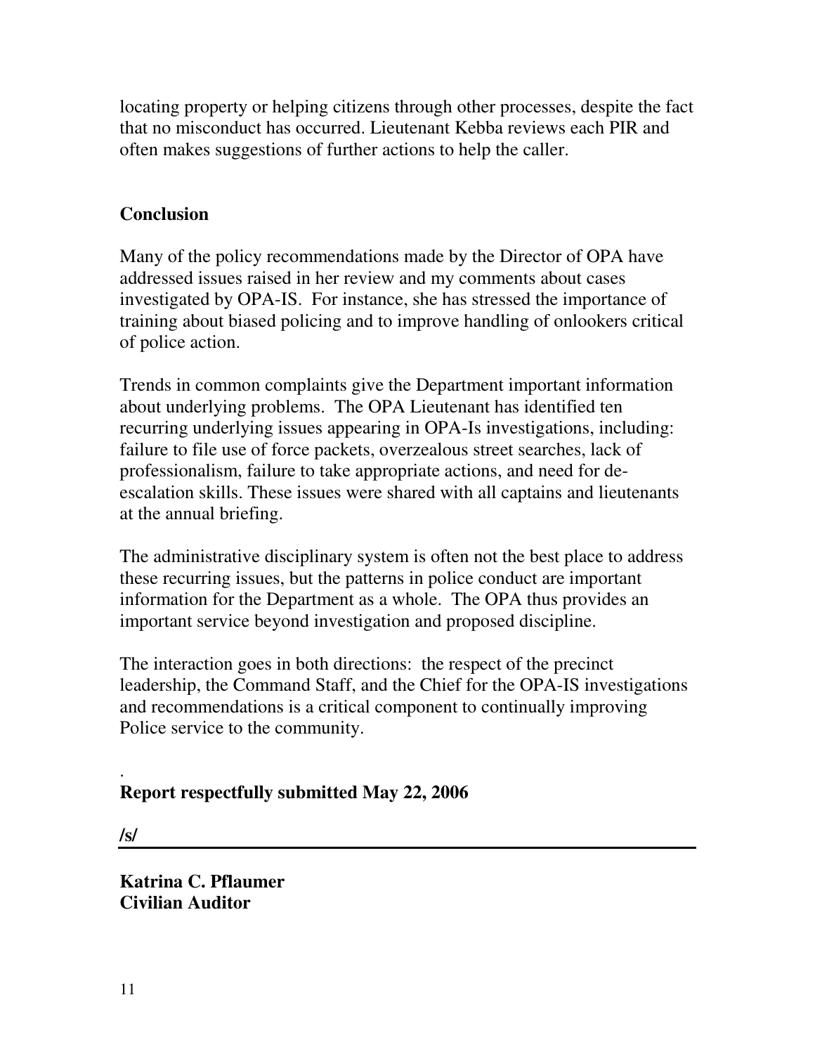locating property or helping citizens through other processes, despite the fact that no misconduct has occurred. Lieutenant Kebba reviews each PIR and often makes suggestions of further actions to help the caller.

## Conclusion

Many of the policy recommendations made by the Director of OPA have addressed issues raised in her review and my comments about cases investigated by OPA-IS. For instance, she has stressed the importance of training about biased policing and to improve handling of onlookers critical of police action.

Trends in common complaints give the Department important information about underlying problems. The OPA Lieutenant has identified ten recurring underlying issues appearing in OPA-Is investigations, including: failure to file use of force packets, overzealous street searches, lack of professionalism, failure to take appropriate actions, and need for de-escalation skills. These issues were shared with all captains and lieutenants at the annual briefing.

The administrative disciplinary system is often not the best place to address these recurring issues, but the patterns in police conduct are important information for the Department as a whole. The OPA thus provides an important service beyond investigation and proposed discipline.

The interaction goes in both directions: the respect of the precinct leadership, the Command Staff, and the Chief for the OPA-IS investigations and recommendations is a critical component to continually improving Police service to the community.

.

**Report respectfully submitted May 22, 2006**

**/s/**

**Katrina C. Pflaumer**
**Civilian Auditor**